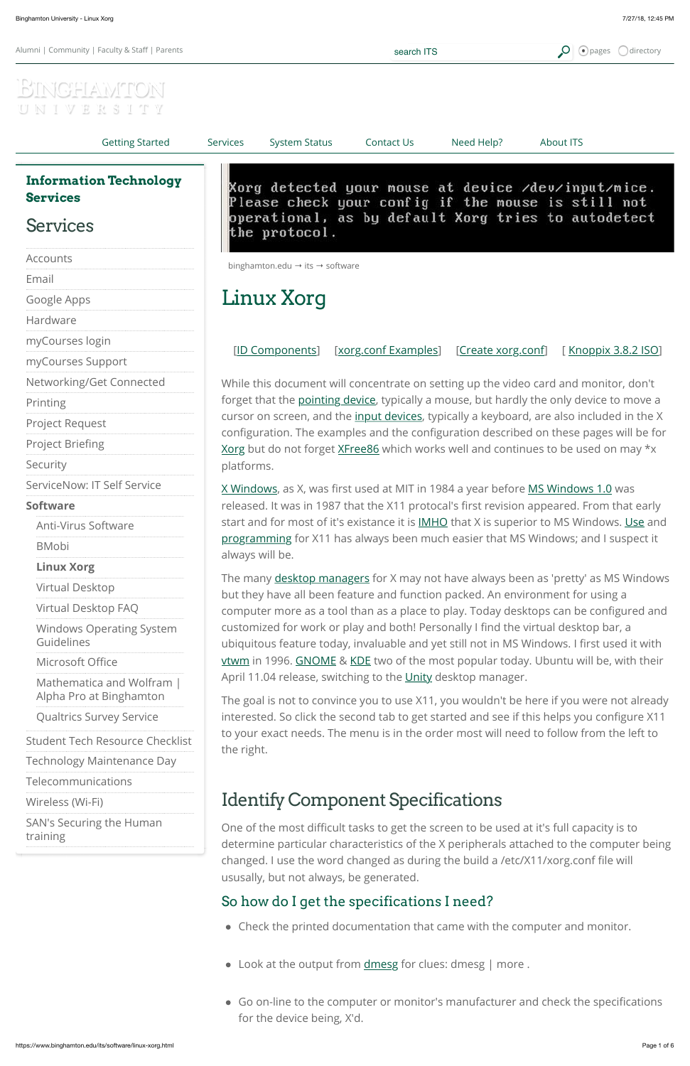Alumni | Community | Faculty & Staff | Parents

search ITS

pages directory

BINGHAMTON UNIVERSITY

Getting Started | Services | System Status | Contact Us | Need Help? | About ITS

**Information Technology Services**

## Services

- Accounts
- Email
- Google Apps
- Hardware
- myCourses login
- myCourses Support
- Networking/Get Connected
- Printing
- Project Request
- Project Briefing
- Security
- ServiceNow: IT Self Service
- **Software**
  - Anti-Virus Software
  - BMobi
  - **Linux Xorg**
  - Virtual Desktop
  - Virtual Desktop FAQ
  - Windows Operating System Guidelines
  - Microsoft Office
  - Mathematica and Wolfram | Alpha Pro at Binghamton
  - Qualtrics Survey Service
- Student Tech Resource Checklist
- Technology Maintenance Day
- Telecommunications
- Wireless (Wi-Fi)
- SAN's Securing the Human training

```
Xorg detected your mouse at device /dev/input/mice.
Please check your config if the mouse is still not
operational, as by default Xorg tries to autodetect
the protocol.
```

binghamton.edu → its → software

# Linux Xorg

[ID Components] [xorg.conf Examples] [Create xorg.conf] [ Knoppix 3.8.2 ISO]

While this document will concentrate on setting up the video card and monitor, don't forget that the pointing device, typically a mouse, but hardly the only device to move a cursor on screen, and the input devices, typically a keyboard, are also included in the X configuration. The examples and the configuration described on these pages will be for Xorg but do not forget XFree86 which works well and continues to be used on may *x platforms.

X Windows, as X, was first used at MIT in 1984 a year before MS Windows 1.0 was released. It was in 1987 that the X11 protocal's first revision appeared. From that early start and for most of it's existance it is IMHO that X is superior to MS Windows. Use and programming for X11 has always been much easier that MS Windows; and I suspect it always will be.

The many desktop managers for X may not have always been as 'pretty' as MS Windows but they have all been feature and function packed. An environment for using a computer more as a tool than as a place to play. Today desktops can be configured and customized for work or play and both! Personally I find the virtual desktop bar, a ubiquitous feature today, invaluable and yet still not in MS Windows. I first used it with vtwm in 1996. GNOME & KDE two of the most popular today. Ubuntu will be, with their April 11.04 release, switching to the Unity desktop manager.

The goal is not to convince you to use X11, you wouldn't be here if you were not already interested. So click the second tab to get started and see if this helps you configure X11 to your exact needs. The menu is in the order most will need to follow from the left to the right.

## Identify Component Specifications

One of the most difficult tasks to get the screen to be used at it's full capacity is to determine particular characteristics of the X peripherals attached to the computer being changed. I use the word changed as during the build a /etc/X11/xorg.conf file will ususally, but not always, be generated.

### So how do I get the specifications I need?

- Check the printed documentation that came with the computer and monitor.
- Look at the output from dmesg for clues: dmesg | more .
- Go on-line to the computer or monitor's manufacturer and check the specifications for the device being, X'd.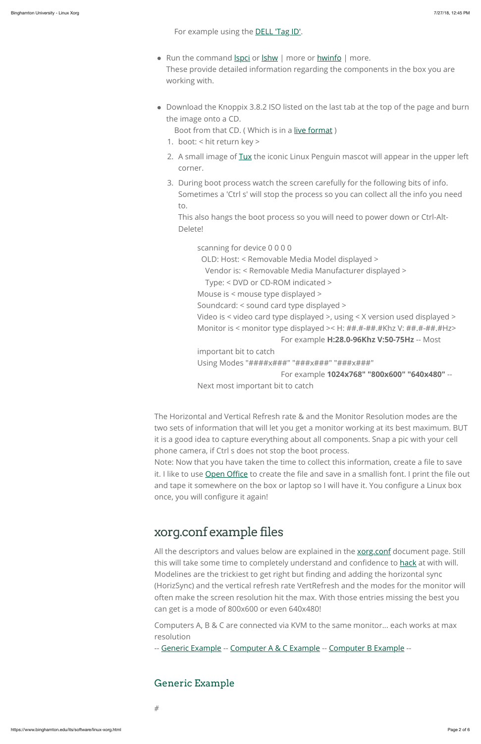For example using the DELL 'Tag ID'.

- Run the command lspci or lshw | more or hwinfo | more.
  These provide detailed information regarding the components in the box you are working with.

- Download the Knoppix 3.8.2 ISO listed on the last tab at the top of the page and burn the image onto a CD.
  Boot from that CD. ( Which is in a live format )
  1. boot: < hit return key >
  2. A small image of Tux the iconic Linux Penguin mascot will appear in the upper left corner.
  3. During boot process watch the screen carefully for the following bits of info.
     Sometimes a 'Ctrl s' will stop the process so you can collect all the info you need to.
     This also hangs the boot process so you will need to power down or Ctrl-Alt-Delete!

> scanning for device 0 0 0 0
> OLD: Host: < Removable Media Model displayed >
> Vendor is: < Removable Media Manufacturer displayed >
> Type: < DVD or CD-ROM indicated >
> Mouse is < mouse type displayed >
> Soundcard: < sound card type displayed >
> Video is < video card type displayed >, using < X version used displayed >
> Monitor is < monitor type displayed >< H: ##.#-##.#Khz V: ##.#-##.#Hz>
> For example **H:28.0-96Khz V:50-75Hz** -- Most important bit to catch
> Using Modes "####x###" "###x###" "###x###"
> For example **1024x768" "800x600" "640x480"** -- Next most important bit to catch

The Horizontal and Vertical Refresh rate & and the Monitor Resolution modes are the two sets of information that will let you get a monitor working at its best maximum. BUT it is a good idea to capture everything about all components. Snap a pic with your cell phone camera, if Ctrl s does not stop the boot process.
Note: Now that you have taken the time to collect this information, create a file to save it. I like to use Open Office to create the file and save in a smallish font. I print the file out and tape it somewhere on the box or laptop so I will have it. You configure a Linux box once, you will configure it again!

## xorg.conf example files

All the descriptors and values below are explained in the xorg.conf document page. Still this will take some time to completely understand and confidence to hack at with will. Modelines are the trickiest to get right but finding and adding the horizontal sync (HorizSync) and the vertical refresh rate VertRefresh and the modes for the monitor will often make the screen resolution hit the max. With those entries missing the best you can get is a mode of 800x600 or even 640x480!

Computers A, B & C are connected via KVM to the same monitor... each works at max resolution
-- Generic Example -- Computer A & C Example -- Computer B Example --

### Generic Example

```
#
```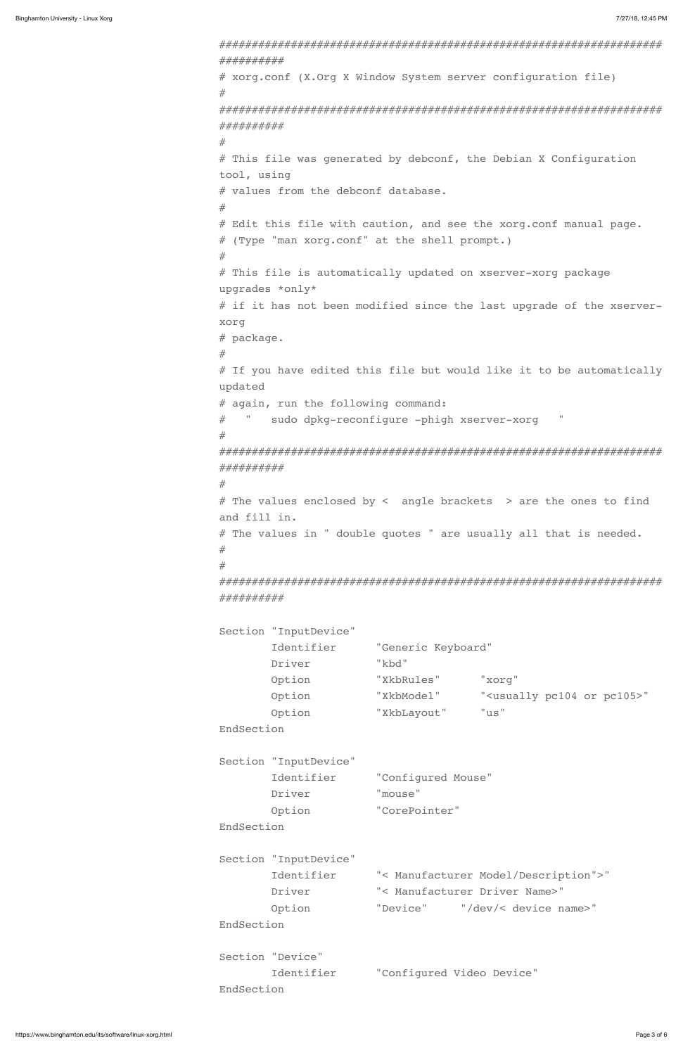```
##################################################################
##########
# xorg.conf (X.Org X Window System server configuration file)
#
##################################################################
##########
#
# This file was generated by debconf, the Debian X Configuration
tool, using
# values from the debconf database.
#
# Edit this file with caution, and see the xorg.conf manual page.
# (Type "man xorg.conf" at the shell prompt.)
#
# This file is automatically updated on xserver-xorg package
upgrades *only*
# if it has not been modified since the last upgrade of the xserver-
xorg
# package.
#
# If you have edited this file but would like it to be automatically
updated
# again, run the following command:
#   "   sudo dpkg-reconfigure -phigh xserver-xorg   "
#
##################################################################
##########
#
# The values enclosed by <  angle brackets  > are the ones to find
and fill in.
# The values in " double quotes " are usually all that is needed.
#
#
##################################################################
##########

Section "InputDevice"
        Identifier      "Generic Keyboard"
        Driver          "kbd"
        Option          "XkbRules"      "xorg"
        Option          "XkbModel"      "<usually pc104 or pc105>"
        Option          "XkbLayout"     "us"
EndSection

Section "InputDevice"
        Identifier      "Configured Mouse"
        Driver          "mouse"
        Option          "CorePointer"
EndSection

Section "InputDevice"
        Identifier      "< Manufacturer Model/Description">"
        Driver          "< Manufacturer Driver Name>"
        Option          "Device"     "/dev/< device name>"
EndSection

Section "Device"
        Identifier      "Configured Video Device"
EndSection
```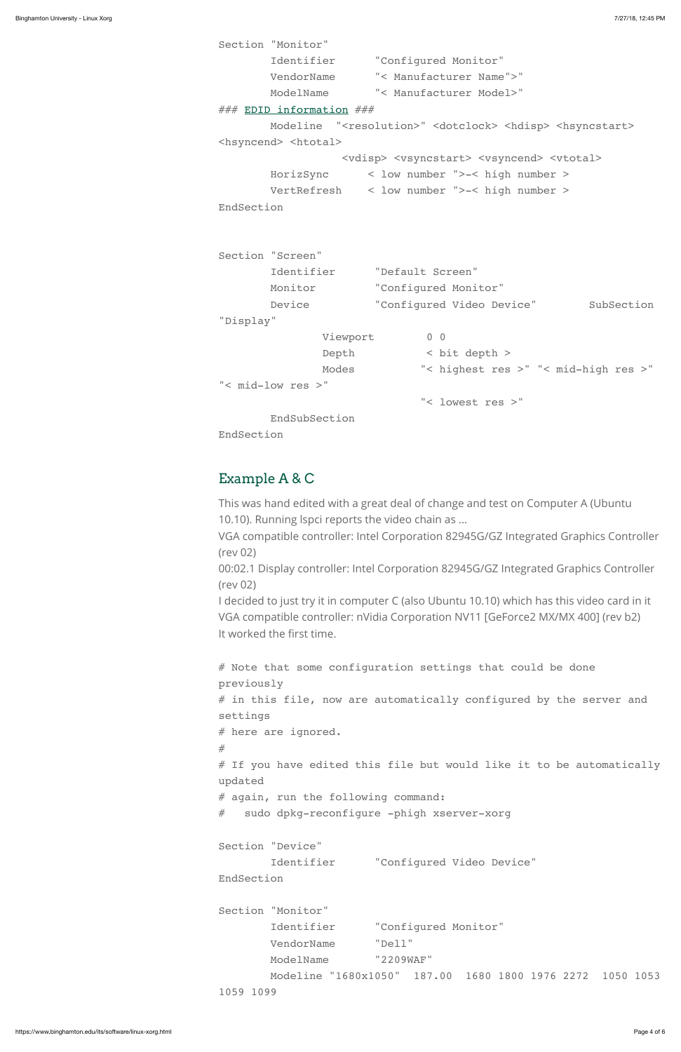```
Section "Monitor"
        Identifier      "Configured Monitor"
        VendorName      "< Manufacturer Name">"
        ModelName       "< Manufacturer Model>"
### EDID information ###
        Modeline  "<resolution>" <dotclock> <hdisp> <hsyncstart>
<hsyncend> <htotal>
                     <vdisp> <vsyncstart> <vsyncend> <vtotal>
        HorizSync      < low number ">-< high number >
        VertRefresh    < low number ">-< high number >
EndSection


Section "Screen"
        Identifier      "Default Screen"
        Monitor         "Configured Monitor"
        Device          "Configured Video Device"        SubSection
"Display"
                Viewport        0 0
                Depth           < bit depth >
                Modes          "< highest res >" "< mid-high res >"
"< mid-low res >"
                               "< lowest res >"
        EndSubSection
EndSection
```

## Example A & C

This was hand edited with a great deal of change and test on Computer A (Ubuntu 10.10). Running lspci reports the video chain as ...
VGA compatible controller: Intel Corporation 82945G/GZ Integrated Graphics Controller (rev 02)
00:02.1 Display controller: Intel Corporation 82945G/GZ Integrated Graphics Controller (rev 02)
I decided to just try it in computer C (also Ubuntu 10.10) which has this video card in it
VGA compatible controller: nVidia Corporation NV11 [GeForce2 MX/MX 400] (rev b2)
It worked the first time.

```
# Note that some configuration settings that could be done
previously
# in this file, now are automatically configured by the server and
settings
# here are ignored.
#
# If you have edited this file but would like it to be automatically
updated
# again, run the following command:
#   sudo dpkg-reconfigure -phigh xserver-xorg

Section "Device"
        Identifier      "Configured Video Device"
EndSection

Section "Monitor"
        Identifier      "Configured Monitor"
        VendorName      "Dell"
        ModelName       "2209WAF"
        Modeline "1680x1050"  187.00  1680 1800 1976 2272  1050 1053
1059 1099
```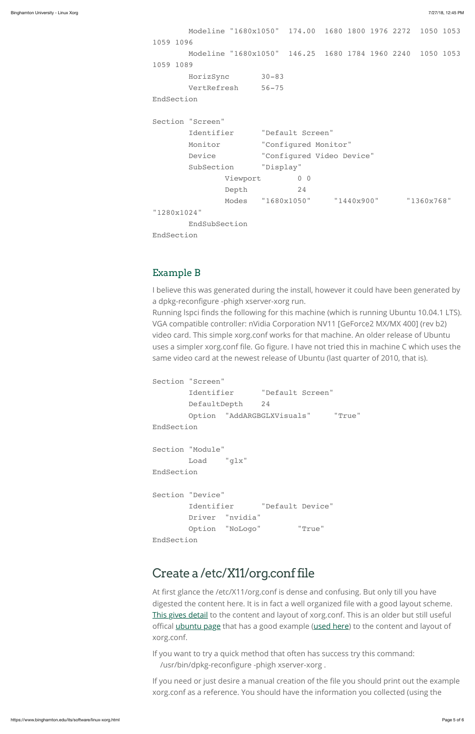```
        Modeline "1680x1050"  174.00  1680 1800 1976 2272  1050 1053
1059 1096
        Modeline "1680x1050"  146.25  1680 1784 1960 2240  1050 1053
1059 1089
        HorizSync       30-83
        VertRefresh     56-75
EndSection

Section "Screen"
        Identifier      "Default Screen"
        Monitor         "Configured Monitor"
        Device          "Configured Video Device"
        SubSection      "Display"
                Viewport        0 0
                Depth           24
                Modes   "1680x1050"     "1440x900"      "1360x768"
"1280x1024"
        EndSubSection
EndSection
```

### Example B

I believe this was generated during the install, however it could have been generated by a dpkg-reconfigure -phigh xserver-xorg run.
Running lspci finds the following for this machine (which is running Ubuntu 10.04.1 LTS). VGA compatible controller: nVidia Corporation NV11 [GeForce2 MX/MX 400] (rev b2) video card. This simple xorg.conf works for that machine. An older release of Ubuntu uses a simpler xorg.conf file. Go figure. I have not tried this in machine C which uses the same video card at the newest release of Ubuntu (last quarter of 2010, that is).

```
Section "Screen"
        Identifier      "Default Screen"
        DefaultDepth    24
        Option  "AddARGBGLXVisuals"     "True"
EndSection

Section "Module"
        Load    "glx"
EndSection

Section "Device"
        Identifier      "Default Device"
        Driver  "nvidia"
        Option  "NoLogo"        "True"
EndSection
```

## Create a /etc/X11/org.conf file

At first glance the /etc/X11/org.conf is dense and confusing. But only till you have digested the content here. It is in fact a well organized file with a good layout scheme. This gives detail to the content and layout of xorg.conf. This is an older but still useful offical ubuntu page that has a good example (used here) to the content and layout of xorg.conf.

If you want to try a quick method that often has success try this command:
/usr/bin/dpkg-reconfigure -phigh xserver-xorg .

If you need or just desire a manual creation of the file you should print out the example xorg.conf as a reference. You should have the information you collected (using the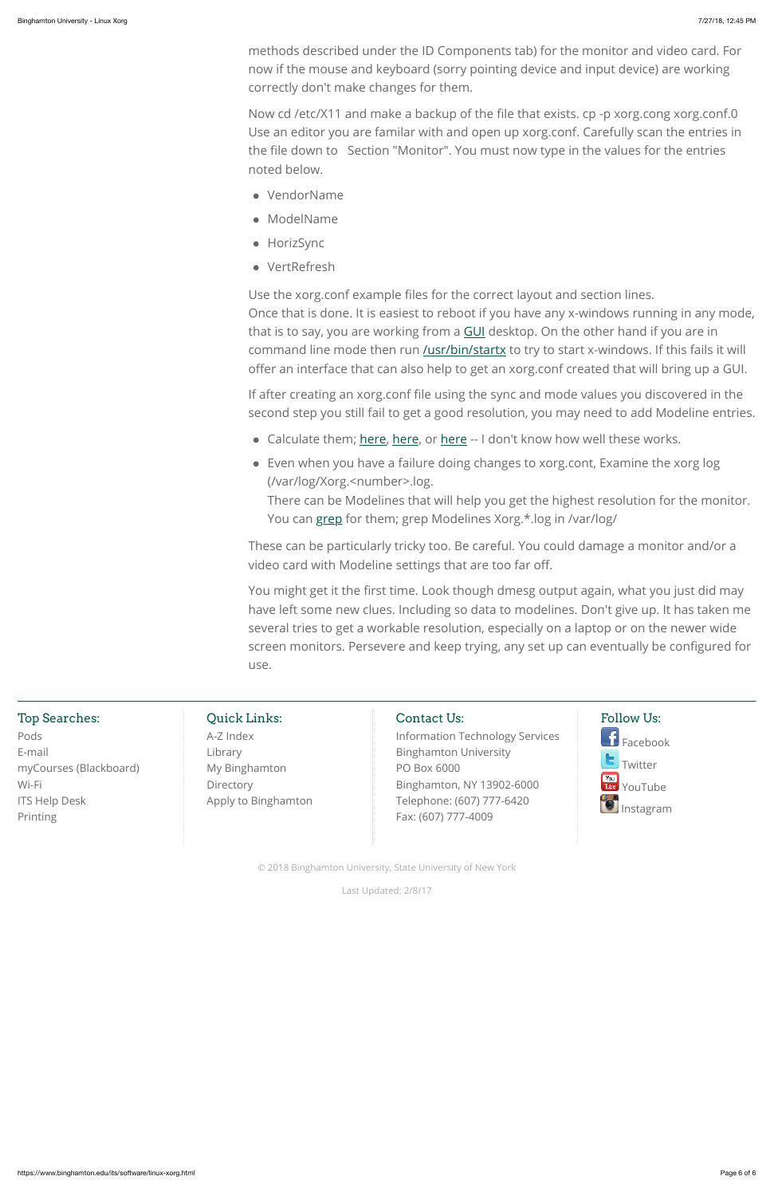methods described under the ID Components tab) for the monitor and video card. For now if the mouse and keyboard (sorry pointing device and input device) are working correctly don't make changes for them.

Now cd /etc/X11 and make a backup of the file that exists. cp -p xorg.cong xorg.conf.0 Use an editor you are familar with and open up xorg.conf. Carefully scan the entries in the file down to Section "Monitor". You must now type in the values for the entries noted below.

- VendorName
- ModelName
- HorizSync
- VertRefresh

Use the xorg.conf example files for the correct layout and section lines.
Once that is done. It is easiest to reboot if you have any x-windows running in any mode, that is to say, you are working from a GUI desktop. On the other hand if you are in command line mode then run /usr/bin/startx to try to start x-windows. If this fails it will offer an interface that can also help to get an xorg.conf created that will bring up a GUI.

If after creating an xorg.conf file using the sync and mode values you discovered in the second step you still fail to get a good resolution, you may need to add Modeline entries.

- Calculate them; here, here, or here -- I don't know how well these works.
- Even when you have a failure doing changes to xorg.cont, Examine the xorg log (/var/log/Xorg.<number>.log.
  There can be Modelines that will help you get the highest resolution for the monitor. You can grep for them; grep Modelines Xorg.*.log in /var/log/

These can be particularly tricky too. Be careful. You could damage a monitor and/or a video card with Modeline settings that are too far off.

You might get it the first time. Look though dmesg output again, what you just did may have left some new clues. Including so data to modelines. Don't give up. It has taken me several tries to get a workable resolution, especially on a laptop or on the newer wide screen monitors. Persevere and keep trying, any set up can eventually be configured for use.

---

**Top Searches:**
Pods
E-mail
myCourses (Blackboard)
Wi-Fi
ITS Help Desk
Printing

**Quick Links:**
A-Z Index
Library
My Binghamton
Directory
Apply to Binghamton

**Contact Us:**
Information Technology Services
Binghamton University
PO Box 6000
Binghamton, NY 13902-6000
Telephone: (607) 777-6420
Fax: (607) 777-4009

**Follow Us:**
Facebook
Twitter
YouTube
Instagram

© 2018 Binghamton University, State University of New York

Last Updated: 2/8/17